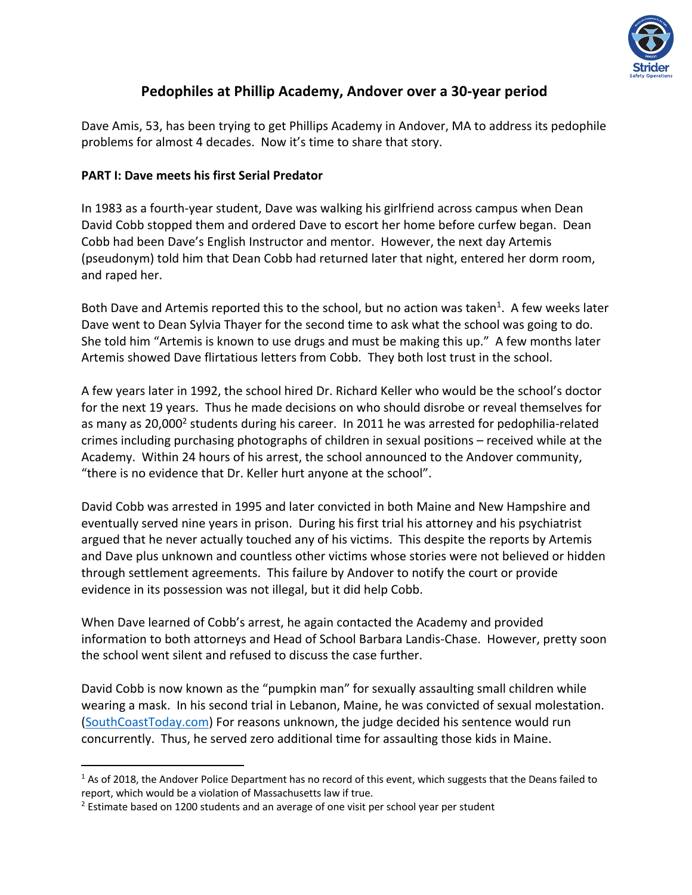# Pedophiles at Phillip Academy, Andover over a 30-year period

Dave Amis, 53, has been trying to get Phillips Academy in Andover, MA to address its pedophile problems for almost 4 decades. Now it's time to share that story.

## PART I: Dave meets his first Serial Predator

In 1983 as a fourth-year student, Dave was walking his girlfriend across campus when Dean David Cobb stopped them and ordered Dave to escort her home before curfew began. Dean Cobb had been Dave's English Instructor and mentor. However, the next day Artemis (pseudonym) told him that Dean Cobb had returned later that night, entered her dorm room, and raped her.

Both Dave and Artemis reported this to the school, but no action was taken[1]. A few weeks later Dave went to Dean Sylvia Thayer for the second time to ask what the school was going to do. She told him "Artemis is known to use drugs and must be making this up." A few months later Artemis showed Dave flirtatious letters from Cobb. They both lost trust in the school.

A few years later in 1992, the school hired Dr. Richard Keller who would be the school's doctor for the next 19 years. Thus he made decisions on who should disrobe or reveal themselves for as many as 20,000[2] students during his career. In 2011 he was arrested for pedophilia-related crimes including purchasing photographs of children in sexual positions – received while at the Academy. Within 24 hours of his arrest, the school announced to the Andover community, "there is no evidence that Dr. Keller hurt anyone at the school".

David Cobb was arrested in 1995 and later convicted in both Maine and New Hampshire and eventually served nine years in prison. During his first trial his attorney and his psychiatrist argued that he never actually touched any of his victims. This despite the reports by Artemis and Dave plus unknown and countless other victims whose stories were not believed or hidden through settlement agreements. This failure by Andover to notify the court or provide evidence in its possession was not illegal, but it did help Cobb.

When Dave learned of Cobb's arrest, he again contacted the Academy and provided information to both attorneys and Head of School Barbara Landis-Chase. However, pretty soon the school went silent and refused to discuss the case further.

David Cobb is now known as the "pumpkin man" for sexually assaulting small children while wearing a mask. In his second trial in Lebanon, Maine, he was convicted of sexual molestation. (SouthCoastToday.com) For reasons unknown, the judge decided his sentence would run concurrently. Thus, he served zero additional time for assaulting those kids in Maine.

---

[1] As of 2018, the Andover Police Department has no record of this event, which suggests that the Deans failed to report, which would be a violation of Massachusetts law if true.

[2] Estimate based on 1200 students and an average of one visit per school year per student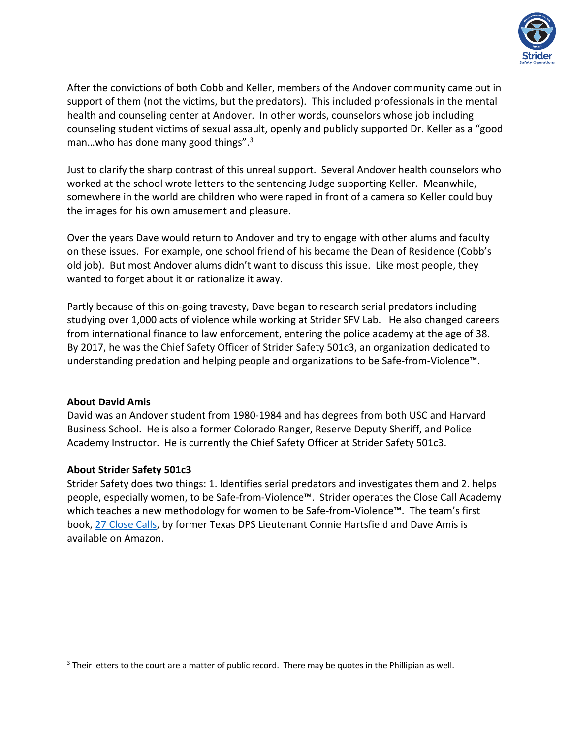After the convictions of both Cobb and Keller, members of the Andover community came out in support of them (not the victims, but the predators). This included professionals in the mental health and counseling center at Andover. In other words, counselors whose job including counseling student victims of sexual assault, openly and publicly supported Dr. Keller as a "good man…who has done many good things".[3]

Just to clarify the sharp contrast of this unreal support. Several Andover health counselors who worked at the school wrote letters to the sentencing Judge supporting Keller. Meanwhile, somewhere in the world are children who were raped in front of a camera so Keller could buy the images for his own amusement and pleasure.

Over the years Dave would return to Andover and try to engage with other alums and faculty on these issues. For example, one school friend of his became the Dean of Residence (Cobb's old job). But most Andover alums didn't want to discuss this issue. Like most people, they wanted to forget about it or rationalize it away.

Partly because of this on-going travesty, Dave began to research serial predators including studying over 1,000 acts of violence while working at Strider SFV Lab. He also changed careers from international finance to law enforcement, entering the police academy at the age of 38. By 2017, he was the Chief Safety Officer of Strider Safety 501c3, an organization dedicated to understanding predation and helping people and organizations to be Safe-from-Violence™.

**About David Amis**
David was an Andover student from 1980-1984 and has degrees from both USC and Harvard Business School. He is also a former Colorado Ranger, Reserve Deputy Sheriff, and Police Academy Instructor. He is currently the Chief Safety Officer at Strider Safety 501c3.

**About Strider Safety 501c3**
Strider Safety does two things: 1. Identifies serial predators and investigates them and 2. helps people, especially women, to be Safe-from-Violence™. Strider operates the Close Call Academy which teaches a new methodology for women to be Safe-from-Violence™. The team's first book, 27 Close Calls, by former Texas DPS Lieutenant Connie Hartsfield and Dave Amis is available on Amazon.

[3] Their letters to the court are a matter of public record. There may be quotes in the Phillipian as well.